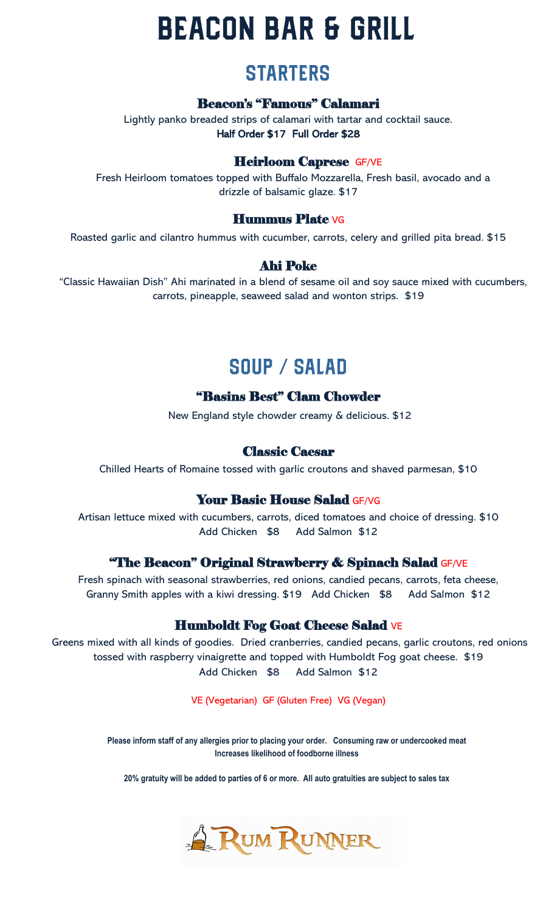# BEACON BAR & GRILL

## STARTERS

### Beacon's "Famous" Calamari

Lightly panko breaded strips of calamari with tartar and cocktail sauce.
**Half Order $17 Full Order $28**

### Heirloom Caprese GF/VE

Fresh Heirloom tomatoes topped with Buffalo Mozzarella, Fresh basil, avocado and a drizzle of balsamic glaze. $17

### Hummus Plate VG

Roasted garlic and cilantro hummus with cucumber, carrots, celery and grilled pita bread. $15

### Ahi Poke

"Classic Hawaiian Dish" Ahi marinated in a blend of sesame oil and soy sauce mixed with cucumbers, carrots, pineapple, seaweed salad and wonton strips. $19

## SOUP / SALAD

### "Basins Best" Clam Chowder

New England style chowder creamy & delicious. $12

### Classic Caesar

Chilled Hearts of Romaine tossed with garlic croutons and shaved parmesan, $10

### Your Basic House Salad GF/VG

Artisan lettuce mixed with cucumbers, carrots, diced tomatoes and choice of dressing. $10
Add Chicken $8 Add Salmon $12

### "The Beacon" Original Strawberry & Spinach Salad GF/VE

Fresh spinach with seasonal strawberries, red onions, candied pecans, carrots, feta cheese, Granny Smith apples with a kiwi dressing. $19 Add Chicken $8 Add Salmon $12

### Humboldt Fog Goat Cheese Salad VE

Greens mixed with all kinds of goodies. Dried cranberries, candied pecans, garlic croutons, red onions tossed with raspberry vinaigrette and topped with Humboldt Fog goat cheese. $19
Add Chicken $8 Add Salmon $12

VE (Vegetarian) GF (Gluten Free) VG (Vegan)

**Please inform staff of any allergies prior to placing your order. Consuming raw or undercooked meat Increases likelihood of foodborne illness**

**20% gratuity will be added to parties of 6 or more. All auto gratuities are subject to sales tax**

RUM RUNNER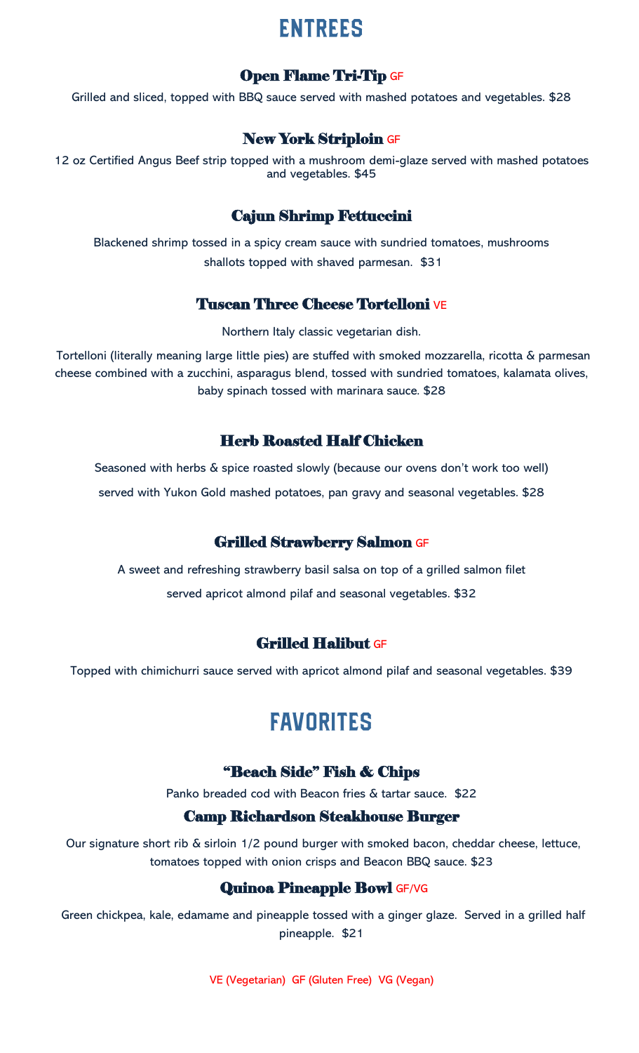# ENTREES

### Open Flame Tri-Tip GF

Grilled and sliced, topped with BBQ sauce served with mashed potatoes and vegetables. $28

### New York Striploin GF

12 oz Certified Angus Beef strip topped with a mushroom demi-glaze served with mashed potatoes and vegetables. $45

### Cajun Shrimp Fettuccini

Blackened shrimp tossed in a spicy cream sauce with sundried tomatoes, mushrooms shallots topped with shaved parmesan. $31

### Tuscan Three Cheese Tortelloni VE

Northern Italy classic vegetarian dish.

Tortelloni (literally meaning large little pies) are stuffed with smoked mozzarella, ricotta & parmesan cheese combined with a zucchini, asparagus blend, tossed with sundried tomatoes, kalamata olives, baby spinach tossed with marinara sauce. $28

### Herb Roasted Half Chicken

Seasoned with herbs & spice roasted slowly (because our ovens don't work too well) served with Yukon Gold mashed potatoes, pan gravy and seasonal vegetables. $28

### Grilled Strawberry Salmon GF

A sweet and refreshing strawberry basil salsa on top of a grilled salmon filet served apricot almond pilaf and seasonal vegetables. $32

### Grilled Halibut GF

Topped with chimichurri sauce served with apricot almond pilaf and seasonal vegetables. $39

# FAVORITES

### "Beach Side" Fish & Chips

Panko breaded cod with Beacon fries & tartar sauce. $22

### Camp Richardson Steakhouse Burger

Our signature short rib & sirloin 1/2 pound burger with smoked bacon, cheddar cheese, lettuce, tomatoes topped with onion crisps and Beacon BBQ sauce. $23

### Quinoa Pineapple Bowl GF/VG

Green chickpea, kale, edamame and pineapple tossed with a ginger glaze. Served in a grilled half pineapple. $21

VE (Vegetarian) GF (Gluten Free) VG (Vegan)